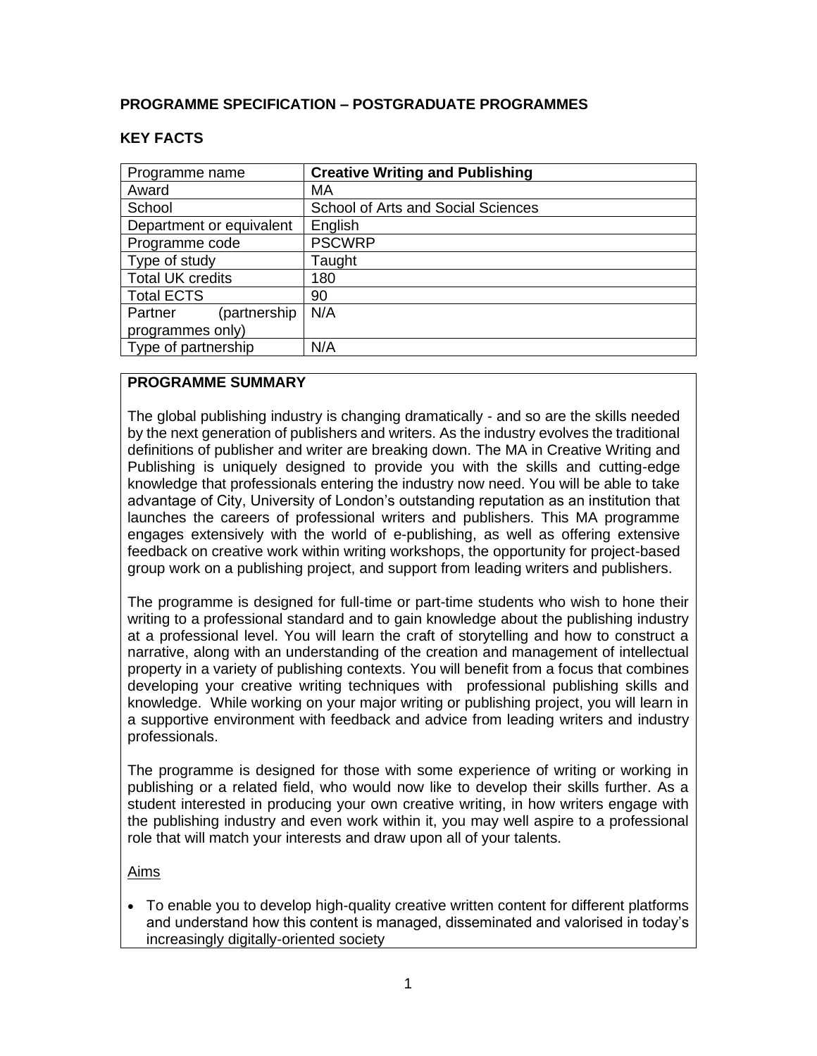**PROGRAMME SPECIFICATION – POSTGRADUATE PROGRAMMES**

**KEY FACTS**

| Programme name | **Creative Writing and Publishing** |
|---|---|
| Award | MA |
| School | School of Arts and Social Sciences |
| Department or equivalent | English |
| Programme code | PSCWRP |
| Type of study | Taught |
| Total UK credits | 180 |
| Total ECTS | 90 |
| Partner (partnership programmes only) | N/A |
| Type of partnership | N/A |

**PROGRAMME SUMMARY**

The global publishing industry is changing dramatically - and so are the skills needed by the next generation of publishers and writers. As the industry evolves the traditional definitions of publisher and writer are breaking down. The MA in Creative Writing and Publishing is uniquely designed to provide you with the skills and cutting-edge knowledge that professionals entering the industry now need. You will be able to take advantage of City, University of London's outstanding reputation as an institution that launches the careers of professional writers and publishers. This MA programme engages extensively with the world of e-publishing, as well as offering extensive feedback on creative work within writing workshops, the opportunity for project-based group work on a publishing project, and support from leading writers and publishers.

The programme is designed for full-time or part-time students who wish to hone their writing to a professional standard and to gain knowledge about the publishing industry at a professional level. You will learn the craft of storytelling and how to construct a narrative, along with an understanding of the creation and management of intellectual property in a variety of publishing contexts. You will benefit from a focus that combines developing your creative writing techniques with professional publishing skills and knowledge. While working on your major writing or publishing project, you will learn in a supportive environment with feedback and advice from leading writers and industry professionals.

The programme is designed for those with some experience of writing or working in publishing or a related field, who would now like to develop their skills further. As a student interested in producing your own creative writing, in how writers engage with the publishing industry and even work within it, you may well aspire to a professional role that will match your interests and draw upon all of your talents.

Aims

- To enable you to develop high-quality creative written content for different platforms and understand how this content is managed, disseminated and valorised in today's increasingly digitally-oriented society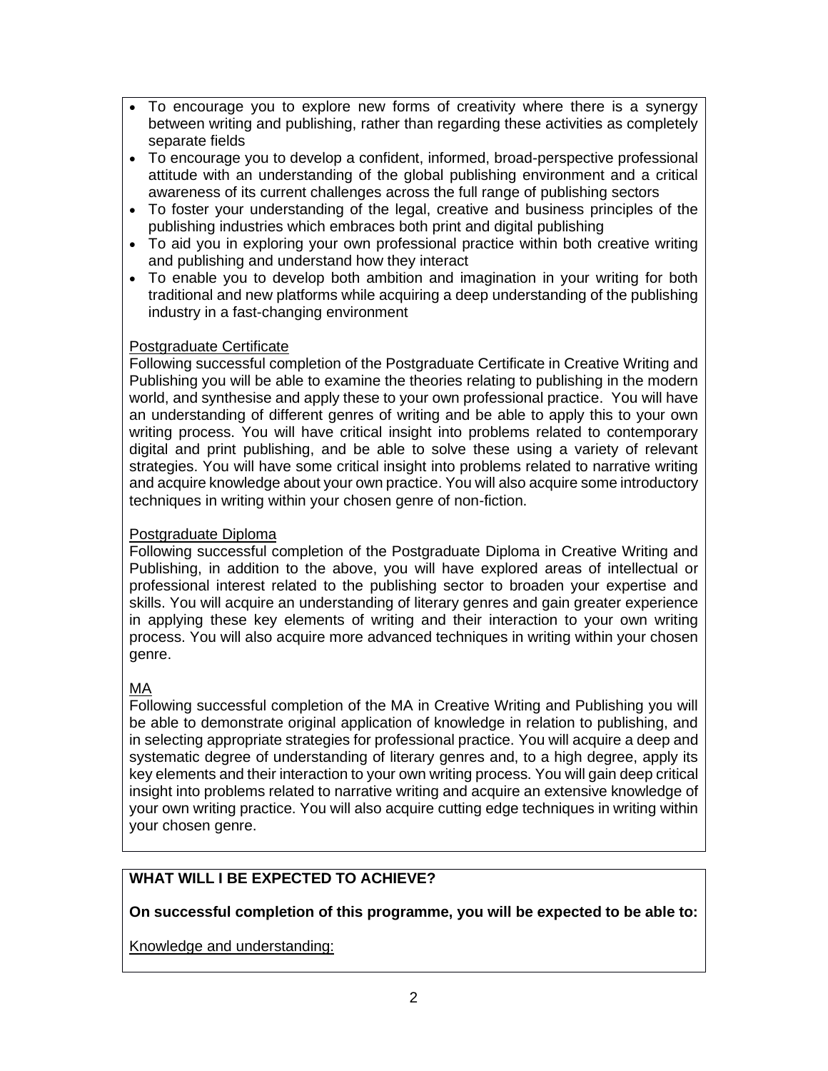- To encourage you to explore new forms of creativity where there is a synergy between writing and publishing, rather than regarding these activities as completely separate fields
- To encourage you to develop a confident, informed, broad-perspective professional attitude with an understanding of the global publishing environment and a critical awareness of its current challenges across the full range of publishing sectors
- To foster your understanding of the legal, creative and business principles of the publishing industries which embraces both print and digital publishing
- To aid you in exploring your own professional practice within both creative writing and publishing and understand how they interact
- To enable you to develop both ambition and imagination in your writing for both traditional and new platforms while acquiring a deep understanding of the publishing industry in a fast-changing environment

Postgraduate Certificate

Following successful completion of the Postgraduate Certificate in Creative Writing and Publishing you will be able to examine the theories relating to publishing in the modern world, and synthesise and apply these to your own professional practice. You will have an understanding of different genres of writing and be able to apply this to your own writing process. You will have critical insight into problems related to contemporary digital and print publishing, and be able to solve these using a variety of relevant strategies. You will have some critical insight into problems related to narrative writing and acquire knowledge about your own practice. You will also acquire some introductory techniques in writing within your chosen genre of non-fiction.

Postgraduate Diploma

Following successful completion of the Postgraduate Diploma in Creative Writing and Publishing, in addition to the above, you will have explored areas of intellectual or professional interest related to the publishing sector to broaden your expertise and skills. You will acquire an understanding of literary genres and gain greater experience in applying these key elements of writing and their interaction to your own writing process. You will also acquire more advanced techniques in writing within your chosen genre.

MA

Following successful completion of the MA in Creative Writing and Publishing you will be able to demonstrate original application of knowledge in relation to publishing, and in selecting appropriate strategies for professional practice. You will acquire a deep and systematic degree of understanding of literary genres and, to a high degree, apply its key elements and their interaction to your own writing process. You will gain deep critical insight into problems related to narrative writing and acquire an extensive knowledge of your own writing practice. You will also acquire cutting edge techniques in writing within your chosen genre.

**WHAT WILL I BE EXPECTED TO ACHIEVE?**

**On successful completion of this programme, you will be expected to be able to:**

Knowledge and understanding: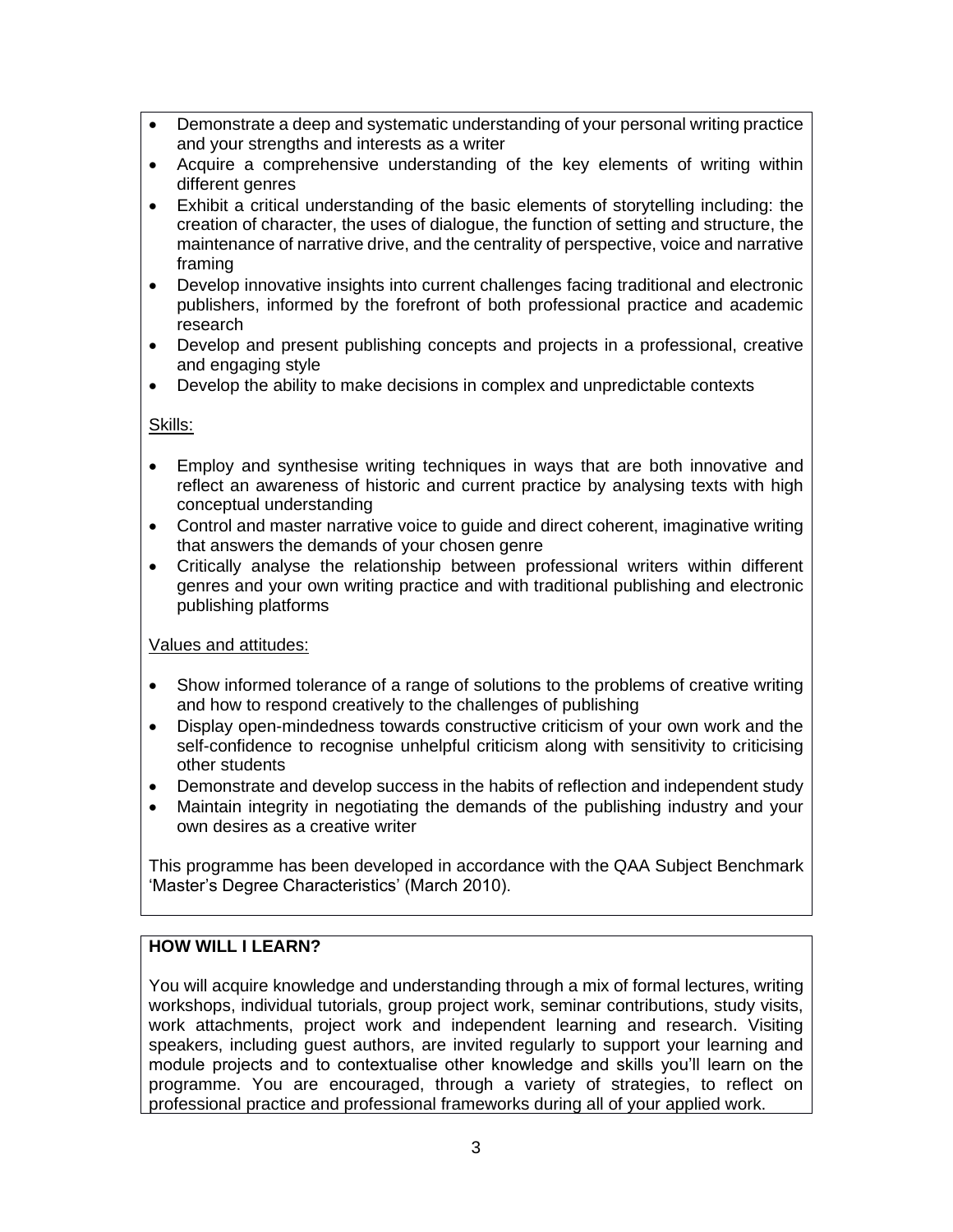- Demonstrate a deep and systematic understanding of your personal writing practice and your strengths and interests as a writer
- Acquire a comprehensive understanding of the key elements of writing within different genres
- Exhibit a critical understanding of the basic elements of storytelling including: the creation of character, the uses of dialogue, the function of setting and structure, the maintenance of narrative drive, and the centrality of perspective, voice and narrative framing
- Develop innovative insights into current challenges facing traditional and electronic publishers, informed by the forefront of both professional practice and academic research
- Develop and present publishing concepts and projects in a professional, creative and engaging style
- Develop the ability to make decisions in complex and unpredictable contexts

Skills:

- Employ and synthesise writing techniques in ways that are both innovative and reflect an awareness of historic and current practice by analysing texts with high conceptual understanding
- Control and master narrative voice to guide and direct coherent, imaginative writing that answers the demands of your chosen genre
- Critically analyse the relationship between professional writers within different genres and your own writing practice and with traditional publishing and electronic publishing platforms

Values and attitudes:

- Show informed tolerance of a range of solutions to the problems of creative writing and how to respond creatively to the challenges of publishing
- Display open-mindedness towards constructive criticism of your own work and the self-confidence to recognise unhelpful criticism along with sensitivity to criticising other students
- Demonstrate and develop success in the habits of reflection and independent study
- Maintain integrity in negotiating the demands of the publishing industry and your own desires as a creative writer

This programme has been developed in accordance with the QAA Subject Benchmark 'Master's Degree Characteristics' (March 2010).

**HOW WILL I LEARN?**

You will acquire knowledge and understanding through a mix of formal lectures, writing workshops, individual tutorials, group project work, seminar contributions, study visits, work attachments, project work and independent learning and research. Visiting speakers, including guest authors, are invited regularly to support your learning and module projects and to contextualise other knowledge and skills you'll learn on the programme. You are encouraged, through a variety of strategies, to reflect on professional practice and professional frameworks during all of your applied work.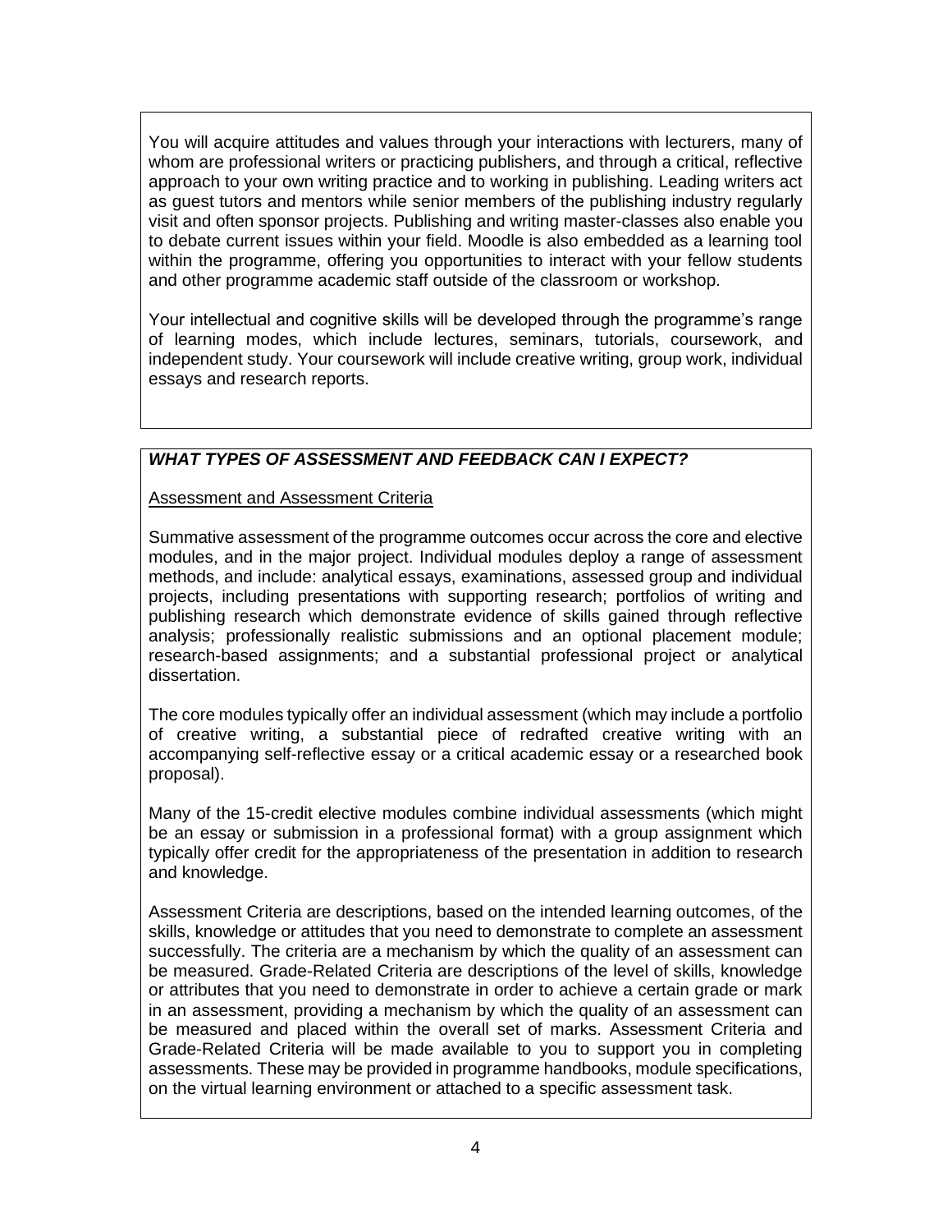You will acquire attitudes and values through your interactions with lecturers, many of whom are professional writers or practicing publishers, and through a critical, reflective approach to your own writing practice and to working in publishing. Leading writers act as guest tutors and mentors while senior members of the publishing industry regularly visit and often sponsor projects. Publishing and writing master-classes also enable you to debate current issues within your field. Moodle is also embedded as a learning tool within the programme, offering you opportunities to interact with your fellow students and other programme academic staff outside of the classroom or workshop.

Your intellectual and cognitive skills will be developed through the programme's range of learning modes, which include lectures, seminars, tutorials, coursework, and independent study. Your coursework will include creative writing, group work, individual essays and research reports.

### ***WHAT TYPES OF ASSESSMENT AND FEEDBACK CAN I EXPECT?***

Assessment and Assessment Criteria

Summative assessment of the programme outcomes occur across the core and elective modules, and in the major project. Individual modules deploy a range of assessment methods, and include: analytical essays, examinations, assessed group and individual projects, including presentations with supporting research; portfolios of writing and publishing research which demonstrate evidence of skills gained through reflective analysis; professionally realistic submissions and an optional placement module; research-based assignments; and a substantial professional project or analytical dissertation.

The core modules typically offer an individual assessment (which may include a portfolio of creative writing, a substantial piece of redrafted creative writing with an accompanying self-reflective essay or a critical academic essay or a researched book proposal).

Many of the 15-credit elective modules combine individual assessments (which might be an essay or submission in a professional format) with a group assignment which typically offer credit for the appropriateness of the presentation in addition to research and knowledge.

Assessment Criteria are descriptions, based on the intended learning outcomes, of the skills, knowledge or attitudes that you need to demonstrate to complete an assessment successfully. The criteria are a mechanism by which the quality of an assessment can be measured. Grade-Related Criteria are descriptions of the level of skills, knowledge or attributes that you need to demonstrate in order to achieve a certain grade or mark in an assessment, providing a mechanism by which the quality of an assessment can be measured and placed within the overall set of marks. Assessment Criteria and Grade-Related Criteria will be made available to you to support you in completing assessments. These may be provided in programme handbooks, module specifications, on the virtual learning environment or attached to a specific assessment task.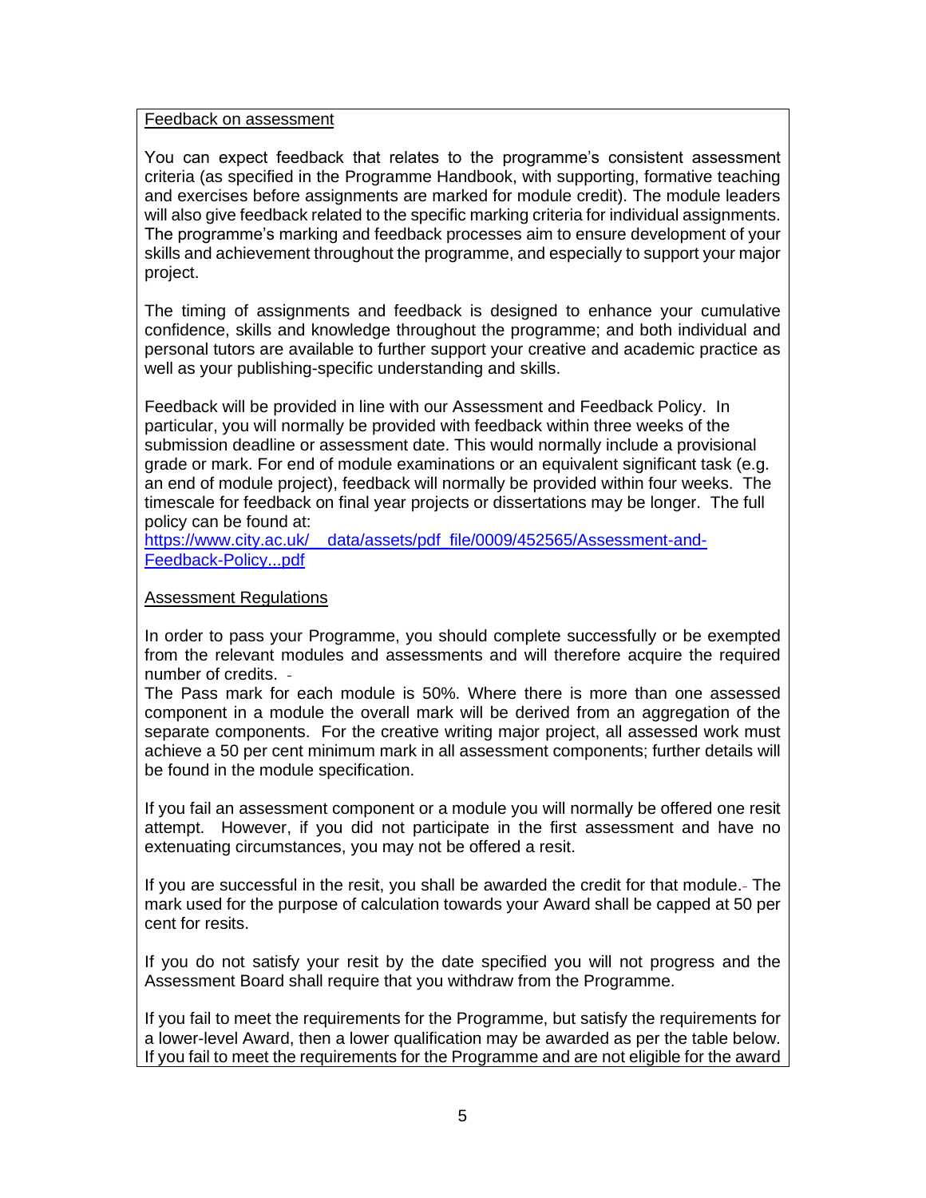Feedback on assessment

You can expect feedback that relates to the programme's consistent assessment criteria (as specified in the Programme Handbook, with supporting, formative teaching and exercises before assignments are marked for module credit). The module leaders will also give feedback related to the specific marking criteria for individual assignments. The programme's marking and feedback processes aim to ensure development of your skills and achievement throughout the programme, and especially to support your major project.

The timing of assignments and feedback is designed to enhance your cumulative confidence, skills and knowledge throughout the programme; and both individual and personal tutors are available to further support your creative and academic practice as well as your publishing-specific understanding and skills.

Feedback will be provided in line with our Assessment and Feedback Policy. In particular, you will normally be provided with feedback within three weeks of the submission deadline or assessment date. This would normally include a provisional grade or mark. For end of module examinations or an equivalent significant task (e.g. an end of module project), feedback will normally be provided within four weeks. The timescale for feedback on final year projects or dissertations may be longer. The full policy can be found at:
https://www.city.ac.uk/__data/assets/pdf_file/0009/452565/Assessment-and-Feedback-Policy...pdf

Assessment Regulations

In order to pass your Programme, you should complete successfully or be exempted from the relevant modules and assessments and will therefore acquire the required number of credits.
The Pass mark for each module is 50%. Where there is more than one assessed component in a module the overall mark will be derived from an aggregation of the separate components. For the creative writing major project, all assessed work must achieve a 50 per cent minimum mark in all assessment components; further details will be found in the module specification.

If you fail an assessment component or a module you will normally be offered one resit attempt. However, if you did not participate in the first assessment and have no extenuating circumstances, you may not be offered a resit.

If you are successful in the resit, you shall be awarded the credit for that module. The mark used for the purpose of calculation towards your Award shall be capped at 50 per cent for resits.

If you do not satisfy your resit by the date specified you will not progress and the Assessment Board shall require that you withdraw from the Programme.

If you fail to meet the requirements for the Programme, but satisfy the requirements for a lower-level Award, then a lower qualification may be awarded as per the table below. If you fail to meet the requirements for the Programme and are not eligible for the award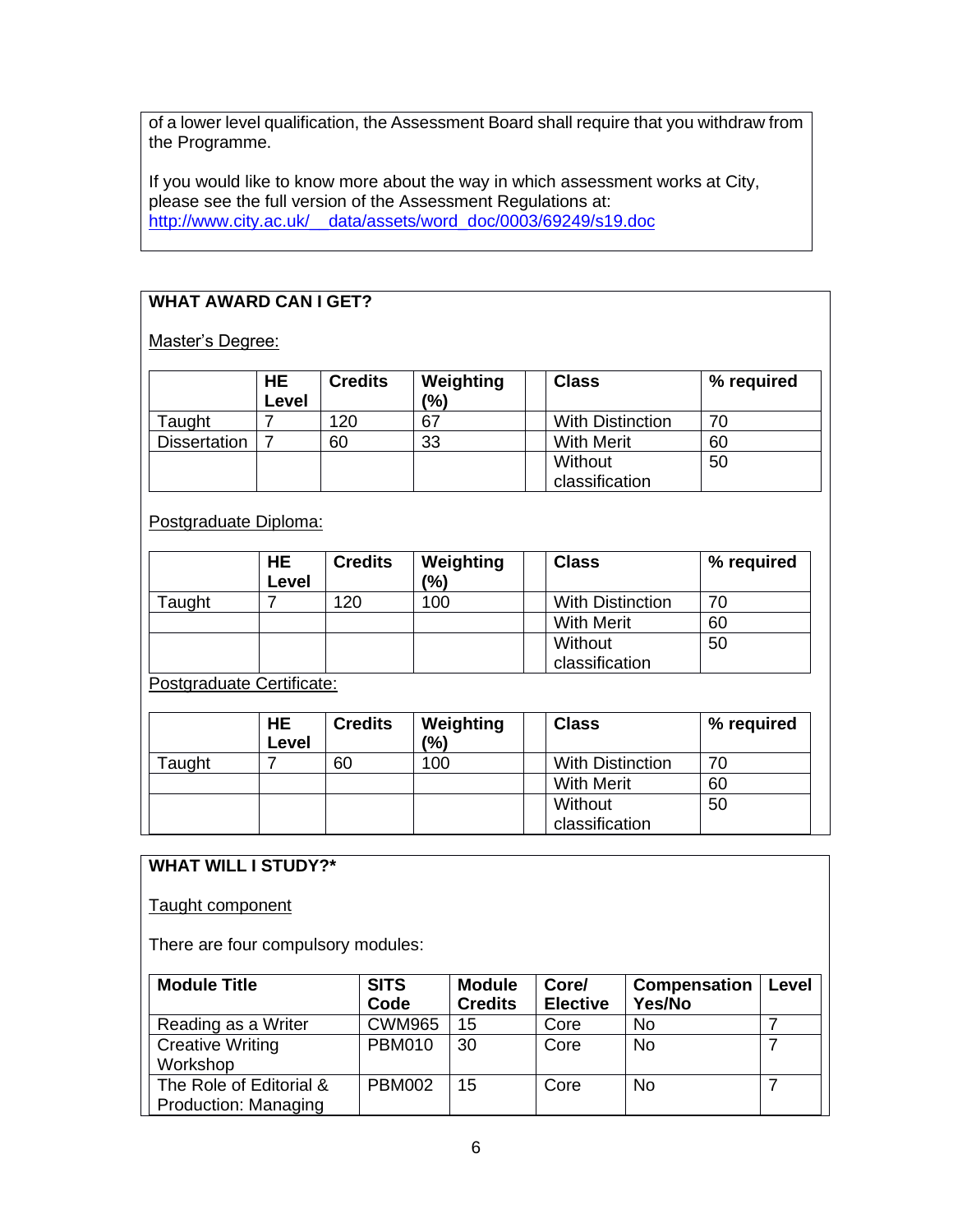of a lower level qualification, the Assessment Board shall require that you withdraw from the Programme.

If you would like to know more about the way in which assessment works at City, please see the full version of the Assessment Regulations at: http://www.city.ac.uk/__data/assets/word_doc/0003/69249/s19.doc

## WHAT AWARD CAN I GET?

Master's Degree:

| | HE Level | Credits | Weighting (%) | | Class | % required |
|---|---|---|---|---|---|---|
| Taught | 7 | 120 | 67 | | With Distinction | 70 |
| Dissertation | 7 | 60 | 33 | | With Merit | 60 |
| | | | | | Without classification | 50 |

Postgraduate Diploma:

| | HE Level | Credits | Weighting (%) | | Class | % required |
|---|---|---|---|---|---|---|
| Taught | 7 | 120 | 100 | | With Distinction | 70 |
| | | | | | With Merit | 60 |
| | | | | | Without classification | 50 |

Postgraduate Certificate:

| | HE Level | Credits | Weighting (%) | | Class | % required |
|---|---|---|---|---|---|---|
| Taught | 7 | 60 | 100 | | With Distinction | 70 |
| | | | | | With Merit | 60 |
| | | | | | Without classification | 50 |

## WHAT WILL I STUDY?*

Taught component

There are four compulsory modules:

| Module Title | SITS Code | Module Credits | Core/ Elective | Compensation Yes/No | Level |
|---|---|---|---|---|---|
| Reading as a Writer | CWM965 | 15 | Core | No | 7 |
| Creative Writing Workshop | PBM010 | 30 | Core | No | 7 |
| The Role of Editorial & Production: Managing | PBM002 | 15 | Core | No | 7 |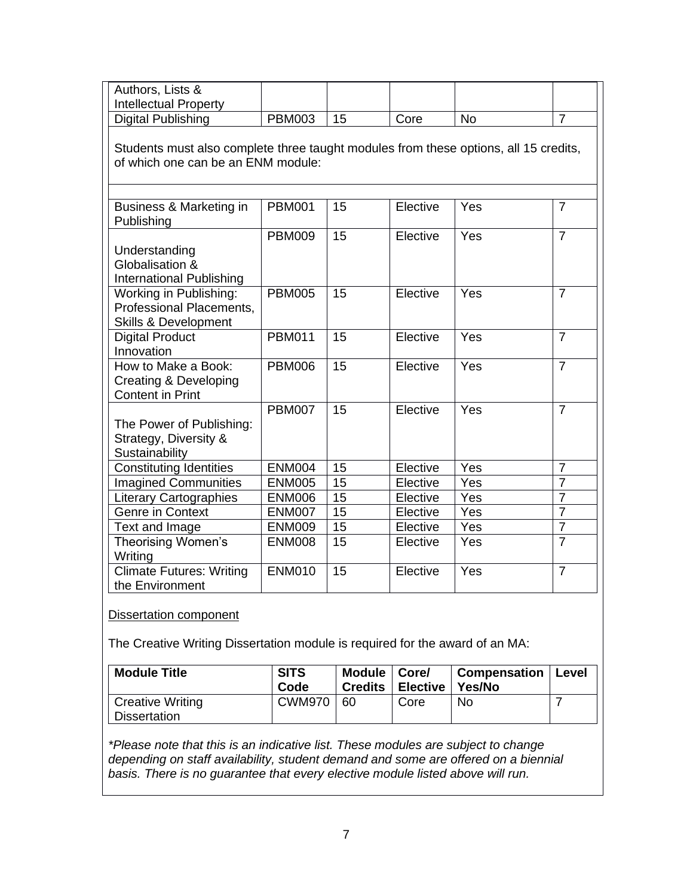| | | | | | |
|---|---|---|---|---|---|
| Authors, Lists & Intellectual Property | | | | | |
| Digital Publishing | PBM003 | 15 | Core | No | 7 |

Students must also complete three taught modules from these options, all 15 credits, of which one can be an ENM module:

| | | | | | |
|---|---|---|---|---|---|
| Business & Marketing in Publishing | PBM001 | 15 | Elective | Yes | 7 |
| Understanding Globalisation & International Publishing | PBM009 | 15 | Elective | Yes | 7 |
| Working in Publishing: Professional Placements, Skills & Development | PBM005 | 15 | Elective | Yes | 7 |
| Digital Product Innovation | PBM011 | 15 | Elective | Yes | 7 |
| How to Make a Book: Creating & Developing Content in Print | PBM006 | 15 | Elective | Yes | 7 |
| The Power of Publishing: Strategy, Diversity & Sustainability | PBM007 | 15 | Elective | Yes | 7 |
| Constituting Identities | ENM004 | 15 | Elective | Yes | 7 |
| Imagined Communities | ENM005 | 15 | Elective | Yes | 7 |
| Literary Cartographies | ENM006 | 15 | Elective | Yes | 7 |
| Genre in Context | ENM007 | 15 | Elective | Yes | 7 |
| Text and Image | ENM009 | 15 | Elective | Yes | 7 |
| Theorising Women's Writing | ENM008 | 15 | Elective | Yes | 7 |
| Climate Futures: Writing the Environment | ENM010 | 15 | Elective | Yes | 7 |

Dissertation component

The Creative Writing Dissertation module is required for the award of an MA:

| Module Title | SITS Code | Module Credits | Core/ Elective | Compensation Yes/No | Level |
|---|---|---|---|---|---|
| Creative Writing Dissertation | CWM970 | 60 | Core | No | 7 |

*\*Please note that this is an indicative list. These modules are subject to change depending on staff availability, student demand and some are offered on a biennial basis. There is no guarantee that every elective module listed above will run.*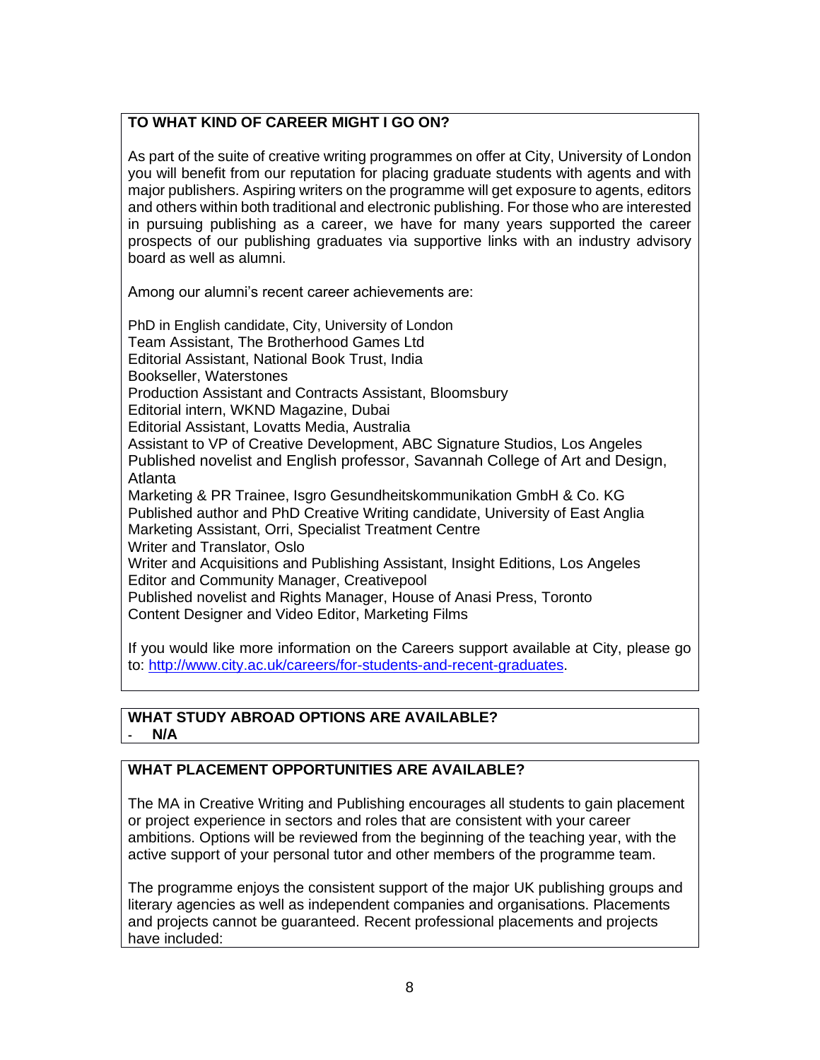## TO WHAT KIND OF CAREER MIGHT I GO ON?

As part of the suite of creative writing programmes on offer at City, University of London you will benefit from our reputation for placing graduate students with agents and with major publishers. Aspiring writers on the programme will get exposure to agents, editors and others within both traditional and electronic publishing. For those who are interested in pursuing publishing as a career, we have for many years supported the career prospects of our publishing graduates via supportive links with an industry advisory board as well as alumni.

Among our alumni's recent career achievements are:

PhD in English candidate, City, University of London
Team Assistant, The Brotherhood Games Ltd
Editorial Assistant, National Book Trust, India
Bookseller, Waterstones
Production Assistant and Contracts Assistant, Bloomsbury
Editorial intern, WKND Magazine, Dubai
Editorial Assistant, Lovatts Media, Australia
Assistant to VP of Creative Development, ABC Signature Studios, Los Angeles
Published novelist and English professor, Savannah College of Art and Design, Atlanta
Marketing & PR Trainee, Isgro Gesundheitskommunikation GmbH & Co. KG
Published author and PhD Creative Writing candidate, University of East Anglia
Marketing Assistant, Orri, Specialist Treatment Centre
Writer and Translator, Oslo
Writer and Acquisitions and Publishing Assistant, Insight Editions, Los Angeles
Editor and Community Manager, Creativepool
Published novelist and Rights Manager, House of Anasi Press, Toronto
Content Designer and Video Editor, Marketing Films

If you would like more information on the Careers support available at City, please go to: [http://www.city.ac.uk/careers/for-students-and-recent-graduates](http://www.city.ac.uk/careers/for-students-and-recent-graduates).

## WHAT STUDY ABROAD OPTIONS ARE AVAILABLE?

- **N/A**

## WHAT PLACEMENT OPPORTUNITIES ARE AVAILABLE?

The MA in Creative Writing and Publishing encourages all students to gain placement or project experience in sectors and roles that are consistent with your career ambitions. Options will be reviewed from the beginning of the teaching year, with the active support of your personal tutor and other members of the programme team.

The programme enjoys the consistent support of the major UK publishing groups and literary agencies as well as independent companies and organisations. Placements and projects cannot be guaranteed. Recent professional placements and projects have included: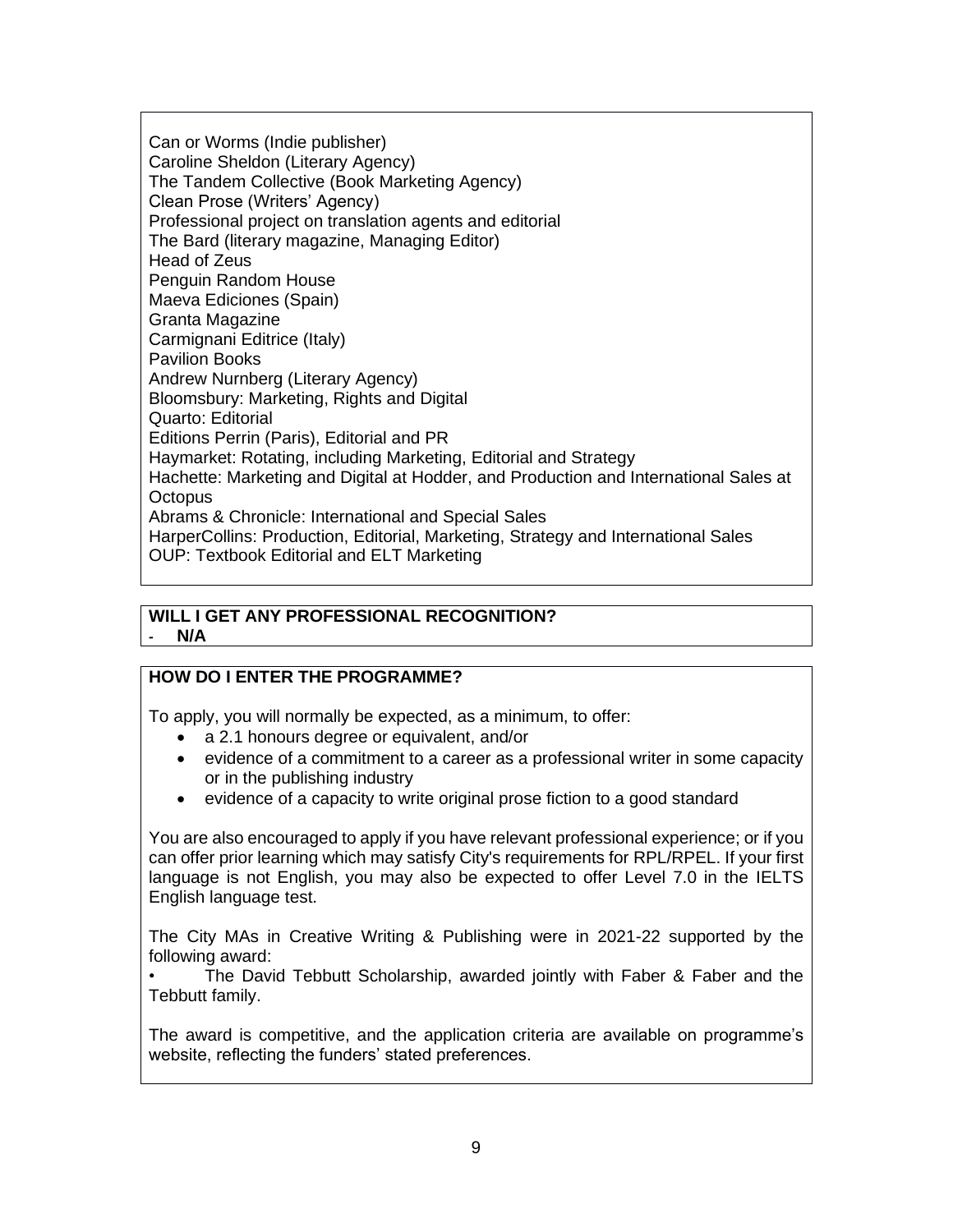Can or Worms (Indie publisher)
Caroline Sheldon (Literary Agency)
The Tandem Collective (Book Marketing Agency)
Clean Prose (Writers' Agency)
Professional project on translation agents and editorial
The Bard (literary magazine, Managing Editor)
Head of Zeus
Penguin Random House
Maeva Ediciones (Spain)
Granta Magazine
Carmignani Editrice (Italy)
Pavilion Books
Andrew Nurnberg (Literary Agency)
Bloomsbury: Marketing, Rights and Digital
Quarto: Editorial
Editions Perrin (Paris), Editorial and PR
Haymarket: Rotating, including Marketing, Editorial and Strategy
Hachette: Marketing and Digital at Hodder, and Production and International Sales at Octopus
Abrams & Chronicle: International and Special Sales
HarperCollins: Production, Editorial, Marketing, Strategy and International Sales
OUP: Textbook Editorial and ELT Marketing

**WILL I GET ANY PROFESSIONAL RECOGNITION?**

- **N/A**

**HOW DO I ENTER THE PROGRAMME?**

To apply, you will normally be expected, as a minimum, to offer:

- a 2.1 honours degree or equivalent, and/or
- evidence of a commitment to a career as a professional writer in some capacity or in the publishing industry
- evidence of a capacity to write original prose fiction to a good standard

You are also encouraged to apply if you have relevant professional experience; or if you can offer prior learning which may satisfy City's requirements for RPL/RPEL. If your first language is not English, you may also be expected to offer Level 7.0 in the IELTS English language test.

The City MAs in Creative Writing & Publishing were in 2021-22 supported by the following award:

- The David Tebbutt Scholarship, awarded jointly with Faber & Faber and the Tebbutt family.

The award is competitive, and the application criteria are available on programme's website, reflecting the funders' stated preferences.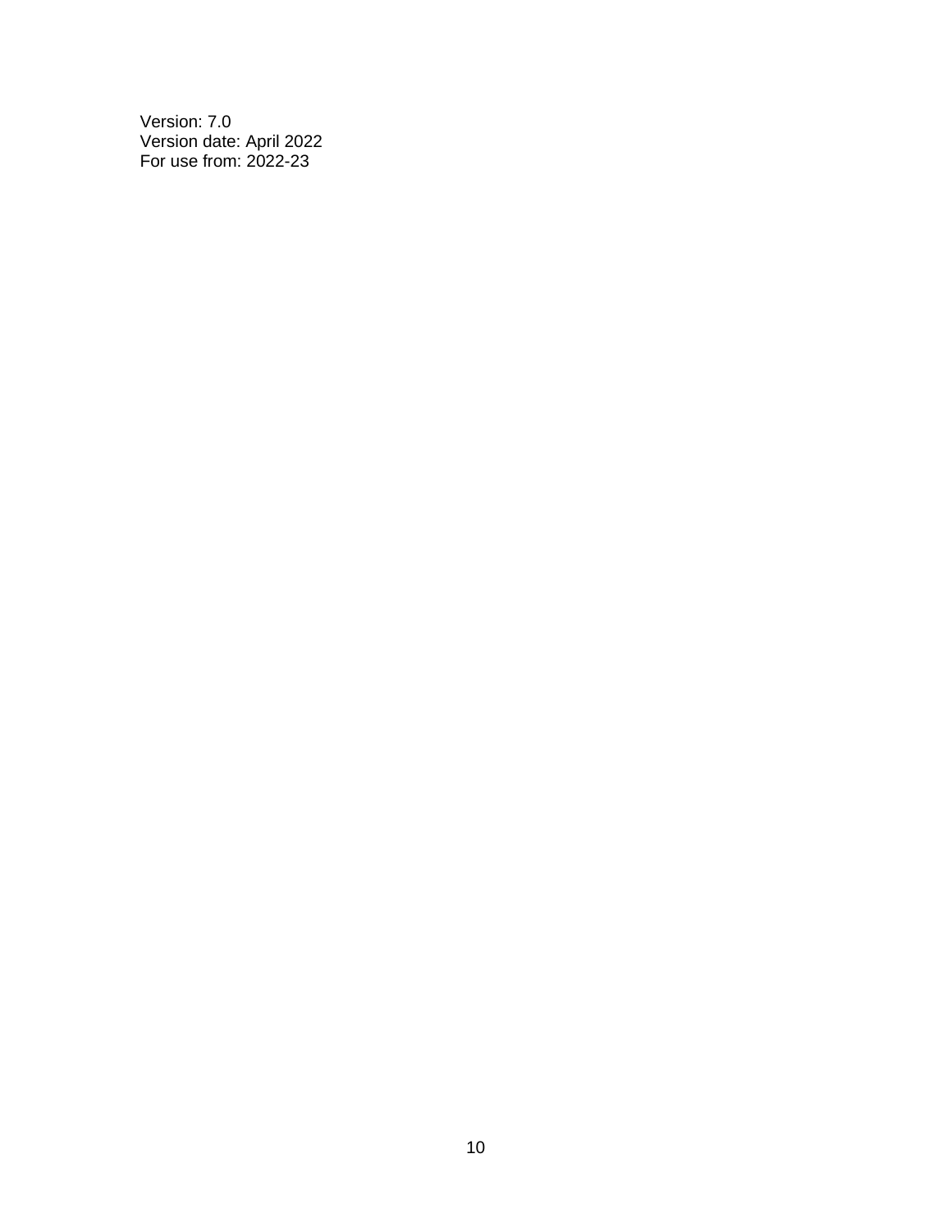Version: 7.0
Version date: April 2022
For use from: 2022-23